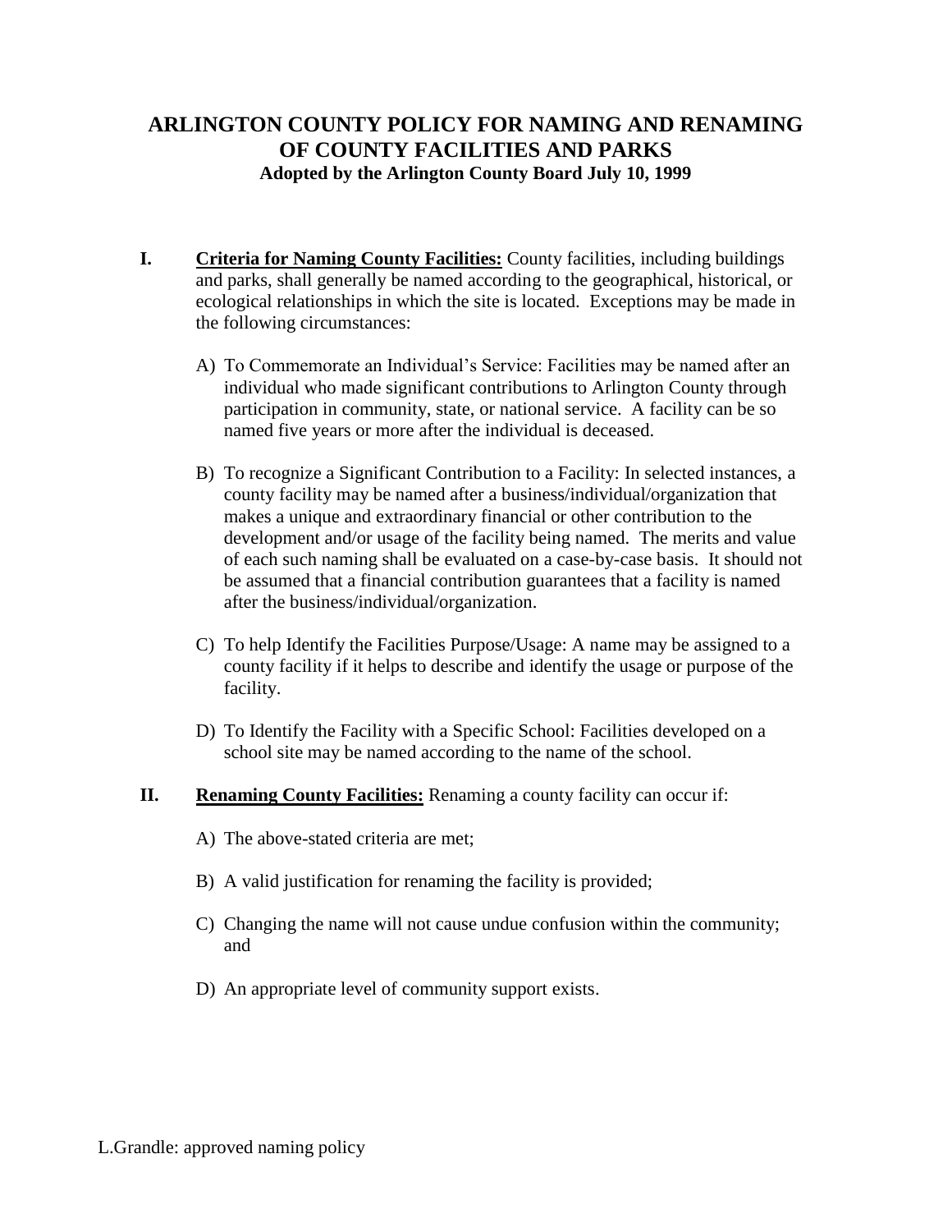# ARLINGTON COUNTY POLICY FOR NAMING AND RENAMING OF COUNTY FACILITIES AND PARKS

**Adopted by the Arlington County Board July 10, 1999**

**I. <u>Criteria for Naming County Facilities:</u>** County facilities, including buildings and parks, shall generally be named according to the geographical, historical, or ecological relationships in which the site is located. Exceptions may be made in the following circumstances:

A) To Commemorate an Individual's Service: Facilities may be named after an individual who made significant contributions to Arlington County through participation in community, state, or national service. A facility can be so named five years or more after the individual is deceased.

B) To recognize a Significant Contribution to a Facility: In selected instances, a county facility may be named after a business/individual/organization that makes a unique and extraordinary financial or other contribution to the development and/or usage of the facility being named. The merits and value of each such naming shall be evaluated on a case-by-case basis. It should not be assumed that a financial contribution guarantees that a facility is named after the business/individual/organization.

C) To help Identify the Facilities Purpose/Usage: A name may be assigned to a county facility if it helps to describe and identify the usage or purpose of the facility.

D) To Identify the Facility with a Specific School: Facilities developed on a school site may be named according to the name of the school.

**II. <u>Renaming County Facilities:</u>** Renaming a county facility can occur if:

A) The above-stated criteria are met;

B) A valid justification for renaming the facility is provided;

C) Changing the name will not cause undue confusion within the community; and

D) An appropriate level of community support exists.

L.Grandle: approved naming policy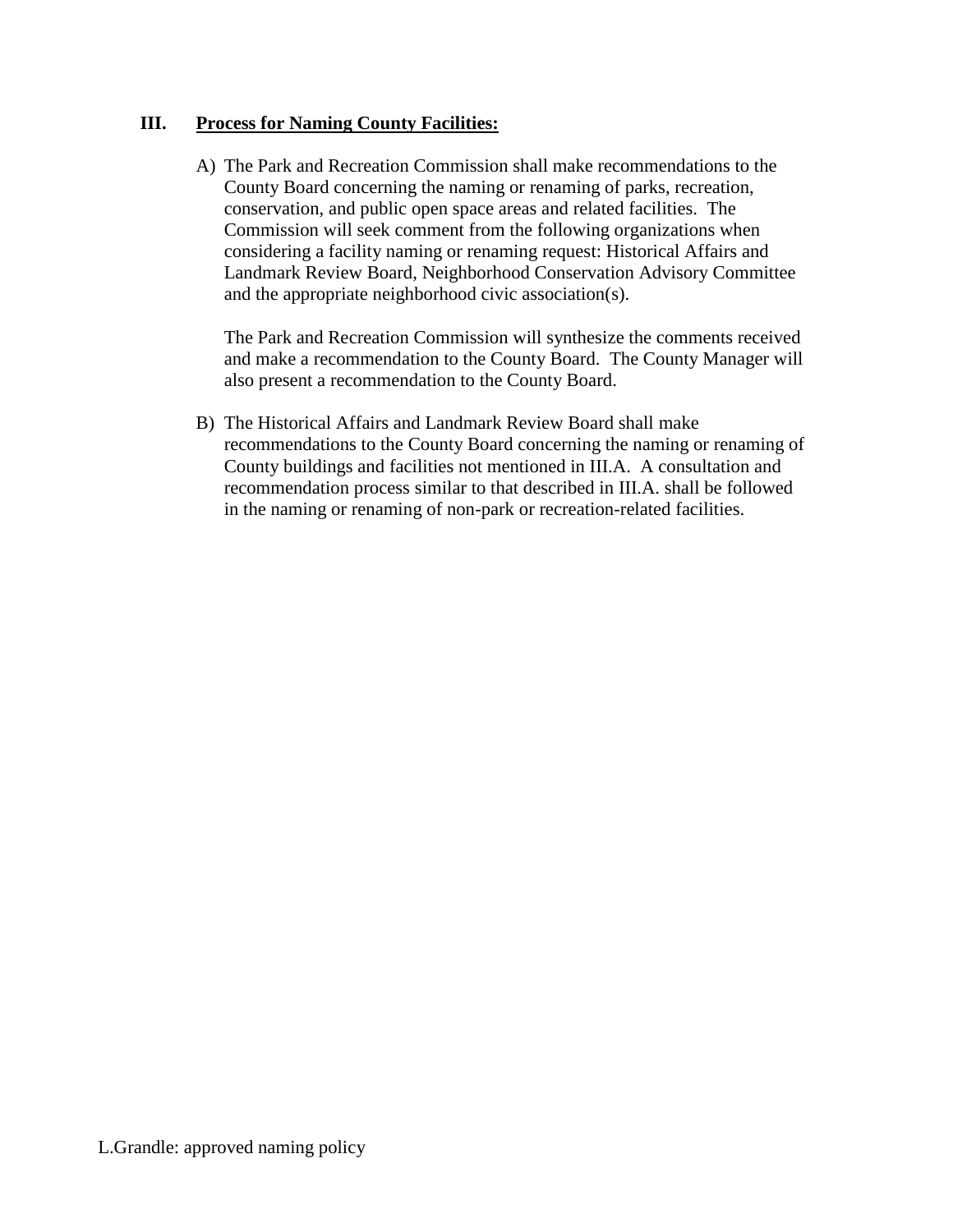## III. Process for Naming County Facilities:

A) The Park and Recreation Commission shall make recommendations to the County Board concerning the naming or renaming of parks, recreation, conservation, and public open space areas and related facilities. The Commission will seek comment from the following organizations when considering a facility naming or renaming request: Historical Affairs and Landmark Review Board, Neighborhood Conservation Advisory Committee and the appropriate neighborhood civic association(s).

   The Park and Recreation Commission will synthesize the comments received and make a recommendation to the County Board. The County Manager will also present a recommendation to the County Board.

B) The Historical Affairs and Landmark Review Board shall make recommendations to the County Board concerning the naming or renaming of County buildings and facilities not mentioned in III.A. A consultation and recommendation process similar to that described in III.A. shall be followed in the naming or renaming of non-park or recreation-related facilities.

L.Grandle: approved naming policy